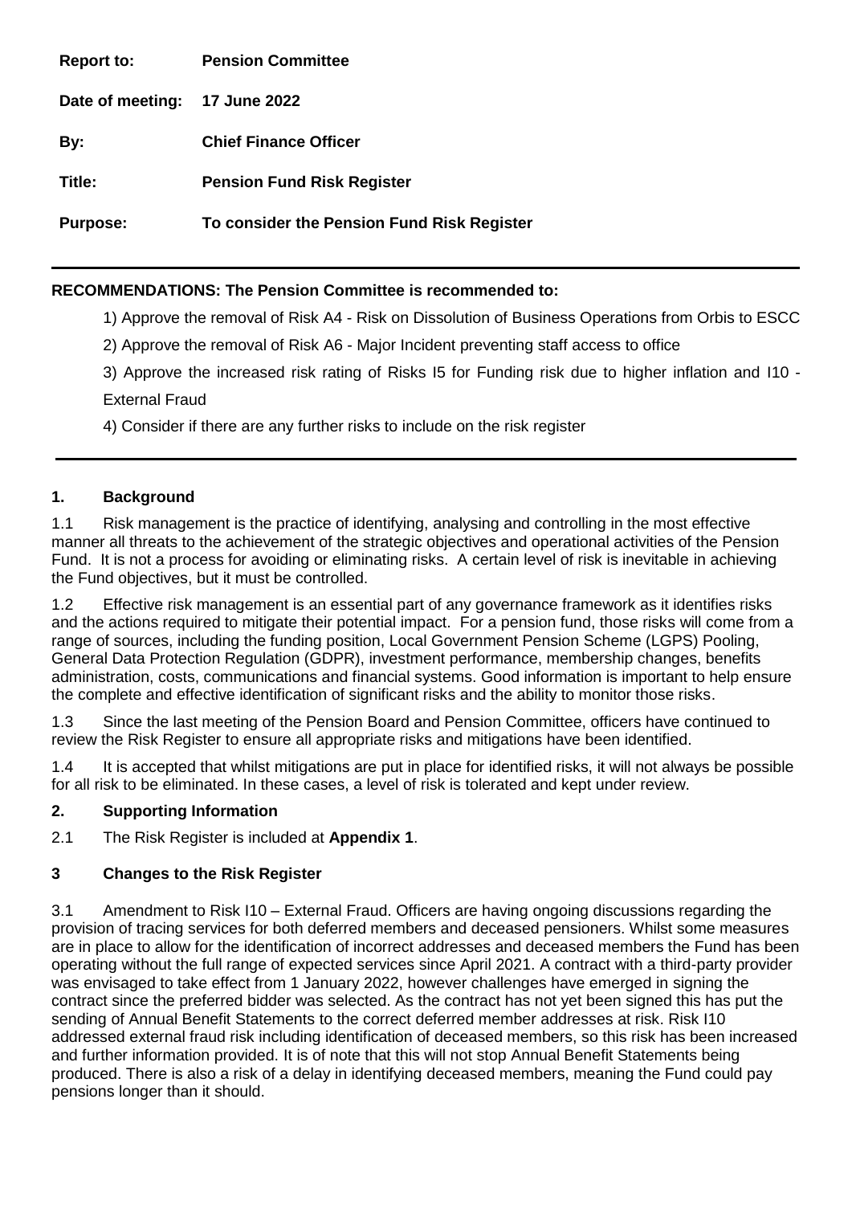| | |
|---|---|
| **Report to:** | **Pension Committee** |
| **Date of meeting:** | **17 June 2022** |
| **By:** | **Chief Finance Officer** |
| **Title:** | **Pension Fund Risk Register** |
| **Purpose:** | **To consider the Pension Fund Risk Register** |

---

**RECOMMENDATIONS: The Pension Committee is recommended to:**

1) Approve the removal of Risk A4 - Risk on Dissolution of Business Operations from Orbis to ESCC

2) Approve the removal of Risk A6 - Major Incident preventing staff access to office

3) Approve the increased risk rating of Risks I5 for Funding risk due to higher inflation and I10 - External Fraud

4) Consider if there are any further risks to include on the risk register

---

## 1. Background

1.1 Risk management is the practice of identifying, analysing and controlling in the most effective manner all threats to the achievement of the strategic objectives and operational activities of the Pension Fund. It is not a process for avoiding or eliminating risks. A certain level of risk is inevitable in achieving the Fund objectives, but it must be controlled.

1.2 Effective risk management is an essential part of any governance framework as it identifies risks and the actions required to mitigate their potential impact. For a pension fund, those risks will come from a range of sources, including the funding position, Local Government Pension Scheme (LGPS) Pooling, General Data Protection Regulation (GDPR), investment performance, membership changes, benefits administration, costs, communications and financial systems. Good information is important to help ensure the complete and effective identification of significant risks and the ability to monitor those risks.

1.3 Since the last meeting of the Pension Board and Pension Committee, officers have continued to review the Risk Register to ensure all appropriate risks and mitigations have been identified.

1.4 It is accepted that whilst mitigations are put in place for identified risks, it will not always be possible for all risk to be eliminated. In these cases, a level of risk is tolerated and kept under review.

## 2. Supporting Information

2.1 The Risk Register is included at **Appendix 1**.

## 3 Changes to the Risk Register

3.1 Amendment to Risk I10 – External Fraud. Officers are having ongoing discussions regarding the provision of tracing services for both deferred members and deceased pensioners. Whilst some measures are in place to allow for the identification of incorrect addresses and deceased members the Fund has been operating without the full range of expected services since April 2021. A contract with a third-party provider was envisaged to take effect from 1 January 2022, however challenges have emerged in signing the contract since the preferred bidder was selected. As the contract has not yet been signed this has put the sending of Annual Benefit Statements to the correct deferred member addresses at risk. Risk I10 addressed external fraud risk including identification of deceased members, so this risk has been increased and further information provided. It is of note that this will not stop Annual Benefit Statements being produced. There is also a risk of a delay in identifying deceased members, meaning the Fund could pay pensions longer than it should.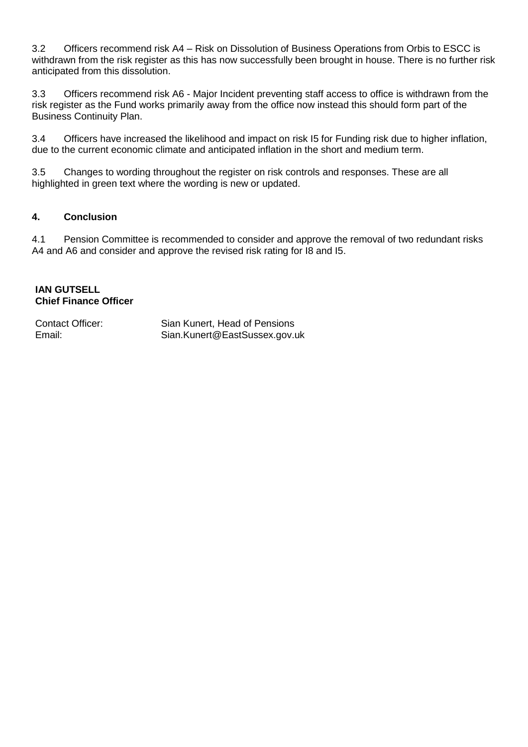3.2 Officers recommend risk A4 – Risk on Dissolution of Business Operations from Orbis to ESCC is withdrawn from the risk register as this has now successfully been brought in house. There is no further risk anticipated from this dissolution.

3.3 Officers recommend risk A6 - Major Incident preventing staff access to office is withdrawn from the risk register as the Fund works primarily away from the office now instead this should form part of the Business Continuity Plan.

3.4 Officers have increased the likelihood and impact on risk I5 for Funding risk due to higher inflation, due to the current economic climate and anticipated inflation in the short and medium term.

3.5 Changes to wording throughout the register on risk controls and responses. These are all highlighted in green text where the wording is new or updated.

## 4. Conclusion

4.1 Pension Committee is recommended to consider and approve the removal of two redundant risks A4 and A6 and consider and approve the revised risk rating for I8 and I5.

**IAN GUTSELL**
**Chief Finance Officer**

Contact Officer: Sian Kunert, Head of Pensions
Email: Sian.Kunert@EastSussex.gov.uk